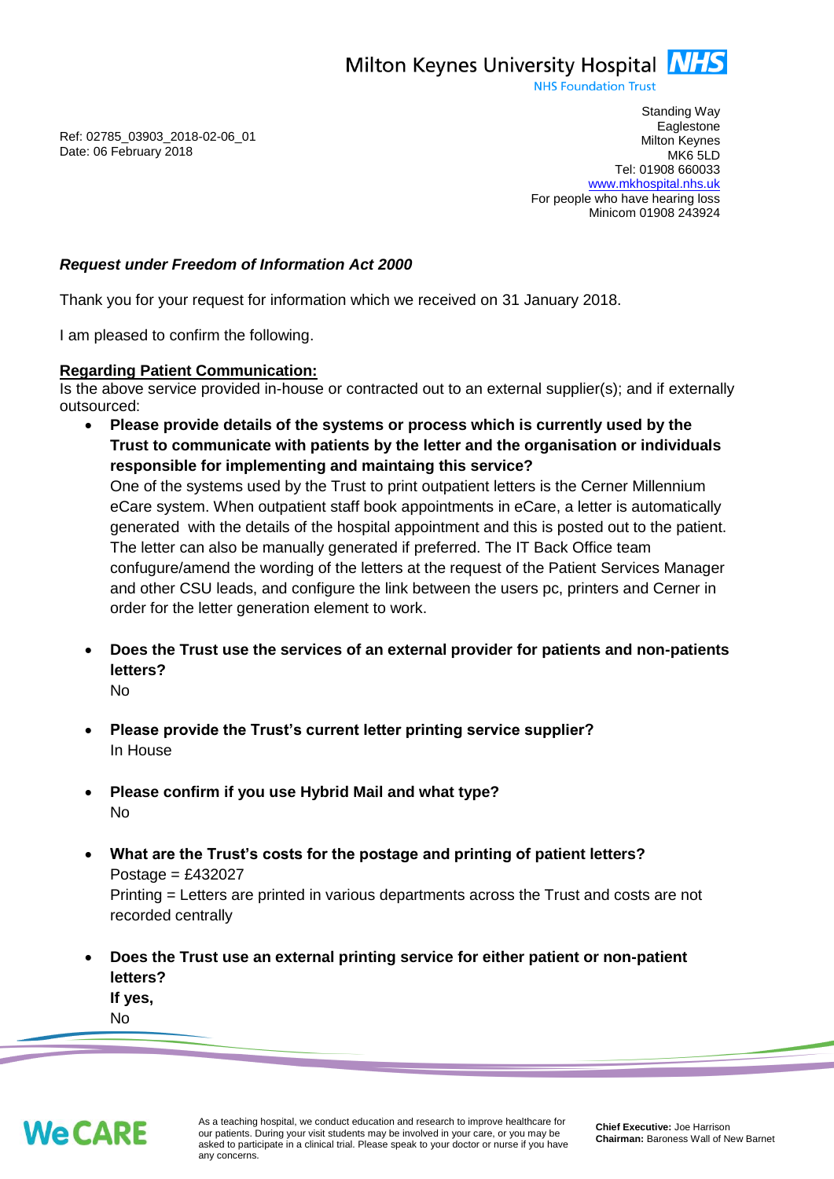Milton Keynes University Hospital NHS
NHS Foundation Trust

Standing Way
Eaglestone
Milton Keynes
MK6 5LD
Tel: 01908 660033
www.mkhospital.nhs.uk
For people who have hearing loss
Minicom 01908 243924

Ref: 02785_03903_2018-02-06_01
Date: 06 February 2018

***Request under Freedom of Information Act 2000***

Thank you for your request for information which we received on 31 January 2018.

I am pleased to confirm the following.

**Regarding Patient Communication:**

Is the above service provided in-house or contracted out to an external supplier(s); and if externally outsourced:

- **Please provide details of the systems or process which is currently used by the Trust to communicate with patients by the letter and the organisation or individuals responsible for implementing and maintaing this service?**
  One of the systems used by the Trust to print outpatient letters is the Cerner Millennium eCare system. When outpatient staff book appointments in eCare, a letter is automatically generated with the details of the hospital appointment and this is posted out to the patient. The letter can also be manually generated if preferred. The IT Back Office team confugure/amend the wording of the letters at the request of the Patient Services Manager and other CSU leads, and configure the link between the users pc, printers and Cerner in order for the letter generation element to work.

- **Does the Trust use the services of an external provider for patients and non-patients letters?**
  No

- **Please provide the Trust's current letter printing service supplier?**
  In House

- **Please confirm if you use Hybrid Mail and what type?**
  No

- **What are the Trust's costs for the postage and printing of patient letters?**
  Postage = £432027
  Printing = Letters are printed in various departments across the Trust and costs are not recorded centrally

- **Does the Trust use an external printing service for either patient or non-patient letters?**
  **If yes,**
  No

WeCARE

As a teaching hospital, we conduct education and research to improve healthcare for our patients. During your visit students may be involved in your care, or you may be asked to participate in a clinical trial. Please speak to your doctor or nurse if you have any concerns.

**Chief Executive:** Joe Harrison
**Chairman:** Baroness Wall of New Barnet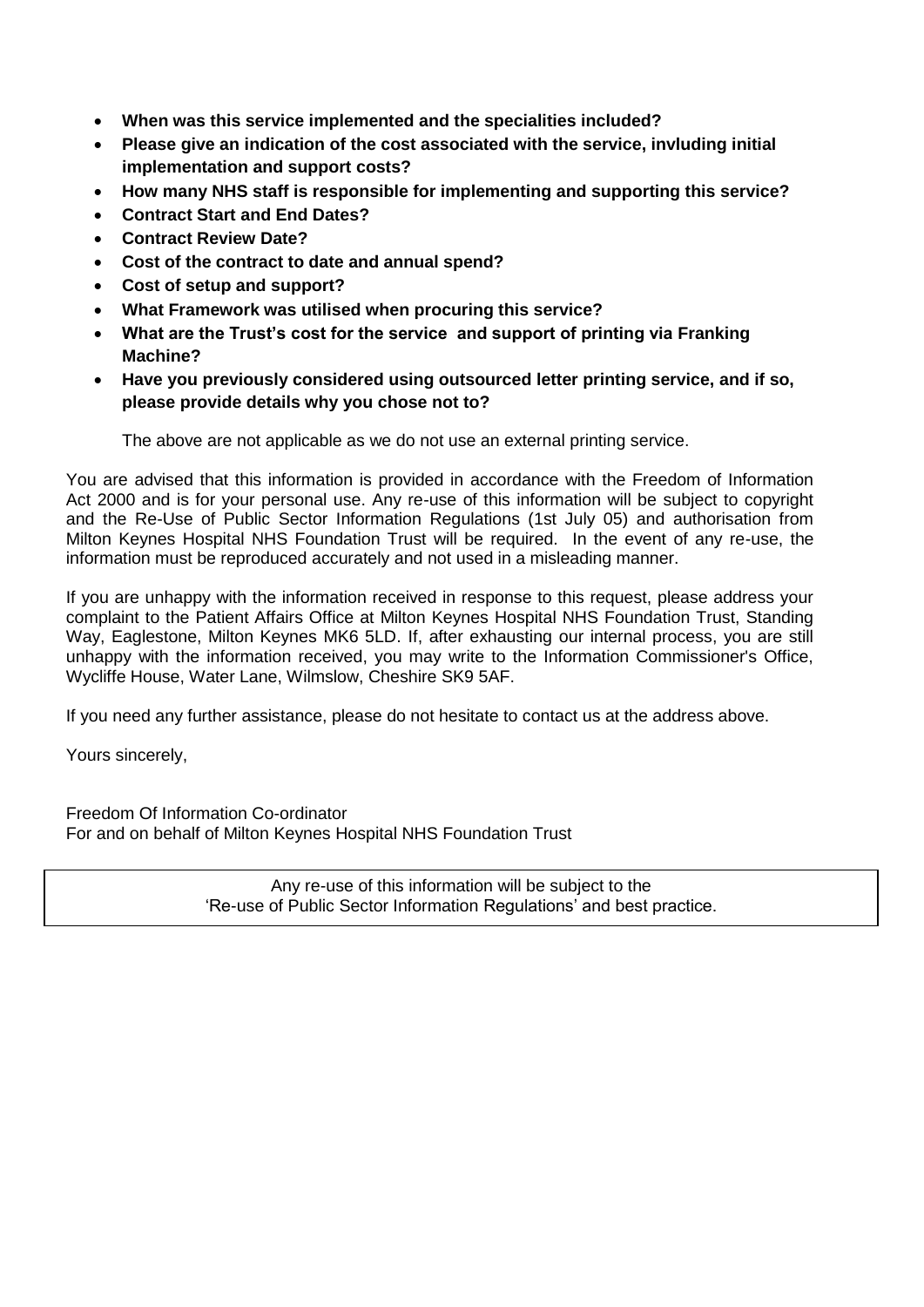- **When was this service implemented and the specialities included?**
- **Please give an indication of the cost associated with the service, invluding initial implementation and support costs?**
- **How many NHS staff is responsible for implementing and supporting this service?**
- **Contract Start and End Dates?**
- **Contract Review Date?**
- **Cost of the contract to date and annual spend?**
- **Cost of setup and support?**
- **What Framework was utilised when procuring this service?**
- **What are the Trust's cost for the service and support of printing via Franking Machine?**
- **Have you previously considered using outsourced letter printing service, and if so, please provide details why you chose not to?**

The above are not applicable as we do not use an external printing service.

You are advised that this information is provided in accordance with the Freedom of Information Act 2000 and is for your personal use. Any re-use of this information will be subject to copyright and the Re-Use of Public Sector Information Regulations (1st July 05) and authorisation from Milton Keynes Hospital NHS Foundation Trust will be required. In the event of any re-use, the information must be reproduced accurately and not used in a misleading manner.

If you are unhappy with the information received in response to this request, please address your complaint to the Patient Affairs Office at Milton Keynes Hospital NHS Foundation Trust, Standing Way, Eaglestone, Milton Keynes MK6 5LD. If, after exhausting our internal process, you are still unhappy with the information received, you may write to the Information Commissioner's Office, Wycliffe House, Water Lane, Wilmslow, Cheshire SK9 5AF.

If you need any further assistance, please do not hesitate to contact us at the address above.

Yours sincerely,

Freedom Of Information Co-ordinator
For and on behalf of Milton Keynes Hospital NHS Foundation Trust

Any re-use of this information will be subject to the
'Re-use of Public Sector Information Regulations' and best practice.